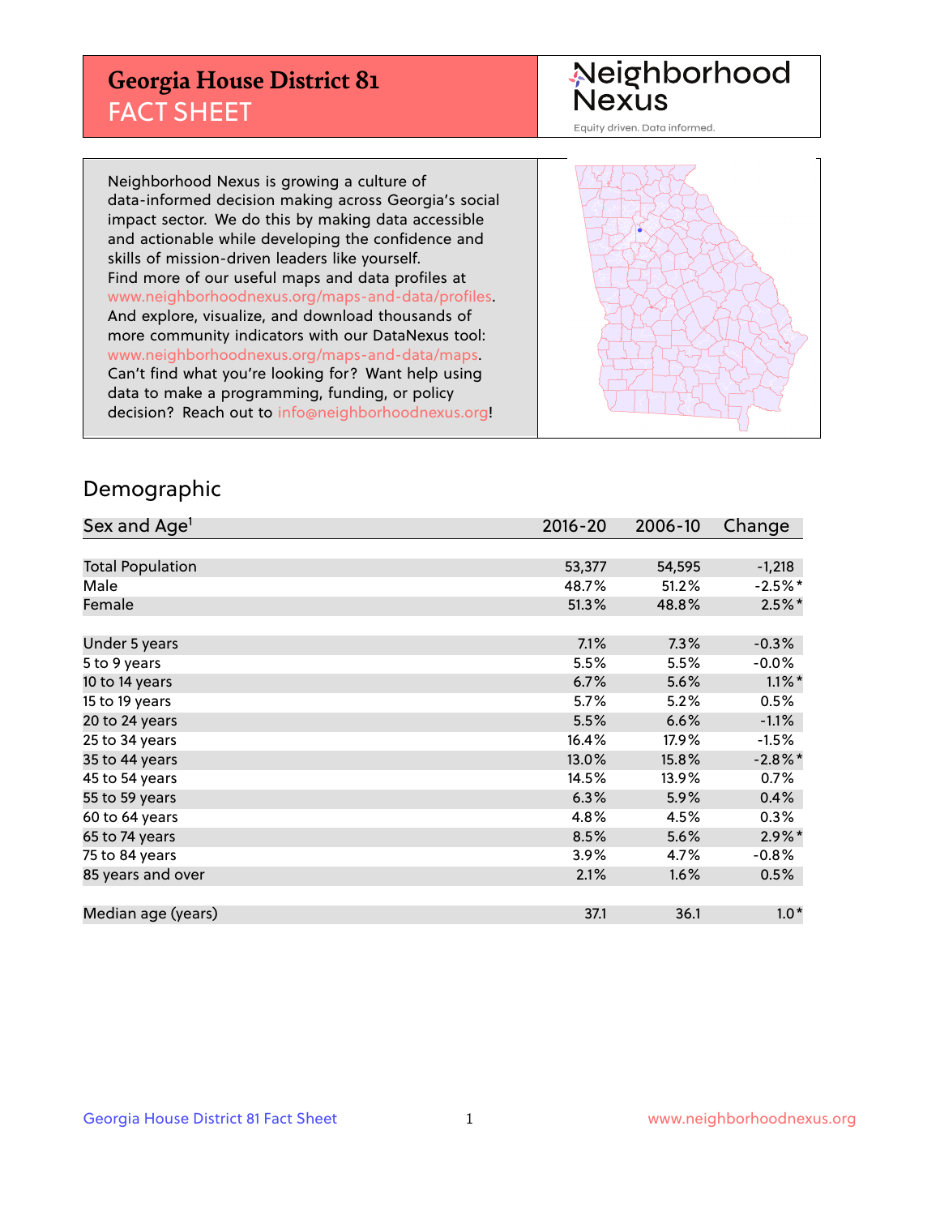# Georgia House District 81
## FACT SHEET

Neighborhood Nexus
Equity driven. Data informed.

Neighborhood Nexus is growing a culture of data-informed decision making across Georgia's social impact sector. We do this by making data accessible and actionable while developing the confidence and skills of mission-driven leaders like yourself. Find more of our useful maps and data profiles at www.neighborhoodnexus.org/maps-and-data/profiles. And explore, visualize, and download thousands of more community indicators with our DataNexus tool: www.neighborhoodnexus.org/maps-and-data/maps. Can't find what you're looking for? Want help using data to make a programming, funding, or policy decision? Reach out to info@neighborhoodnexus.org!

## Demographic

| Sex and Age[1] | 2016-20 | 2006-10 | Change |
|---|---|---|---|
| Total Population | 53,377 | 54,595 | -1,218 |
| Male | 48.7% | 51.2% | -2.5%* |
| Female | 51.3% | 48.8% | 2.5%* |
| | | | |
| Under 5 years | 7.1% | 7.3% | -0.3% |
| 5 to 9 years | 5.5% | 5.5% | -0.0% |
| 10 to 14 years | 6.7% | 5.6% | 1.1%* |
| 15 to 19 years | 5.7% | 5.2% | 0.5% |
| 20 to 24 years | 5.5% | 6.6% | -1.1% |
| 25 to 34 years | 16.4% | 17.9% | -1.5% |
| 35 to 44 years | 13.0% | 15.8% | -2.8%* |
| 45 to 54 years | 14.5% | 13.9% | 0.7% |
| 55 to 59 years | 6.3% | 5.9% | 0.4% |
| 60 to 64 years | 4.8% | 4.5% | 0.3% |
| 65 to 74 years | 8.5% | 5.6% | 2.9%* |
| 75 to 84 years | 3.9% | 4.7% | -0.8% |
| 85 years and over | 2.1% | 1.6% | 0.5% |
| | | | |
| Median age (years) | 37.1 | 36.1 | 1.0* |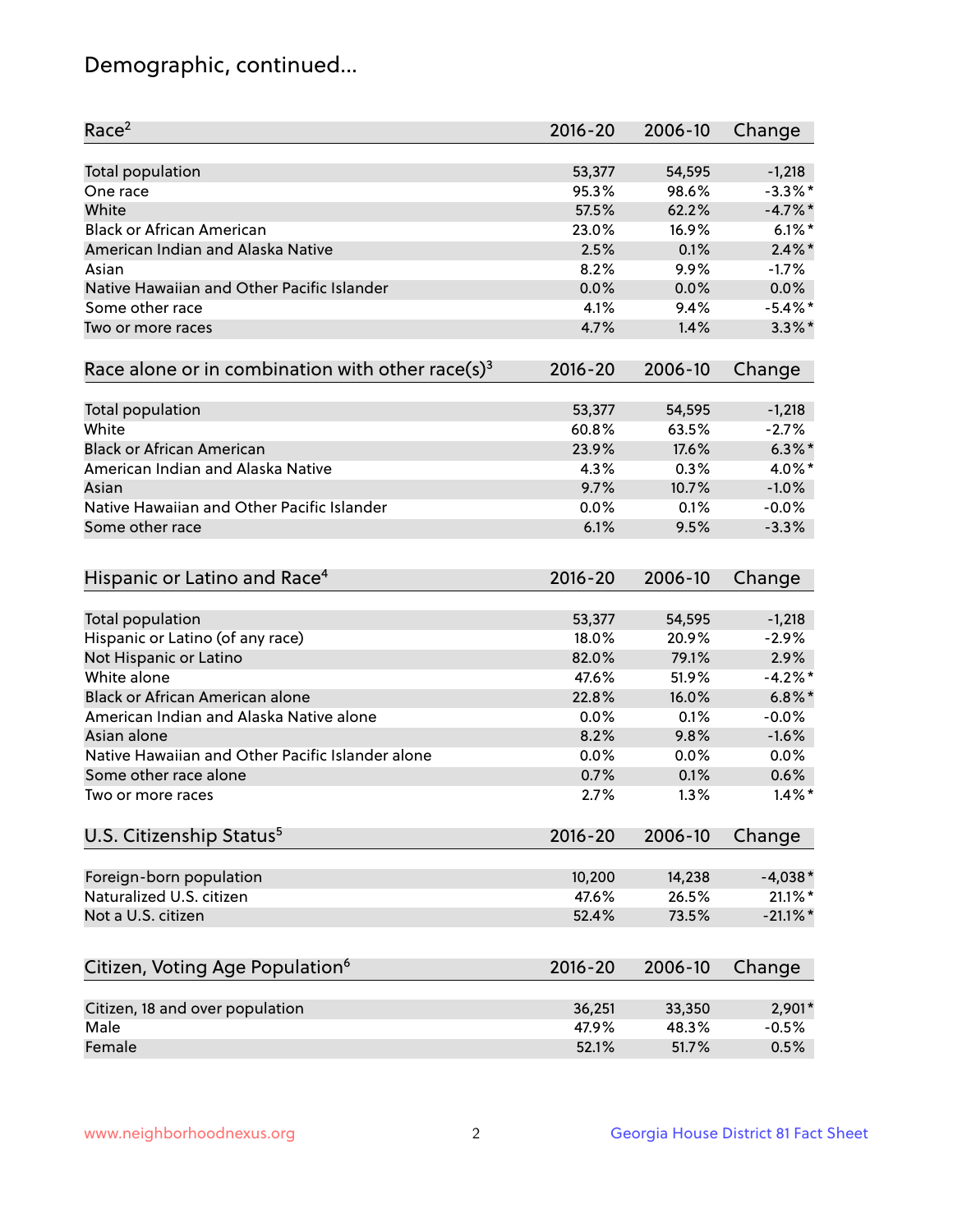# Demographic, continued...

| Race[2] | 2016-20 | 2006-10 | Change |
|---|---|---|---|
| Total population | 53,377 | 54,595 | -1,218 |
| One race | 95.3% | 98.6% | -3.3%* |
| White | 57.5% | 62.2% | -4.7%* |
| Black or African American | 23.0% | 16.9% | 6.1%* |
| American Indian and Alaska Native | 2.5% | 0.1% | 2.4%* |
| Asian | 8.2% | 9.9% | -1.7% |
| Native Hawaiian and Other Pacific Islander | 0.0% | 0.0% | 0.0% |
| Some other race | 4.1% | 9.4% | -5.4%* |
| Two or more races | 4.7% | 1.4% | 3.3%* |

| Race alone or in combination with other race(s)[3] | 2016-20 | 2006-10 | Change |
|---|---|---|---|
| Total population | 53,377 | 54,595 | -1,218 |
| White | 60.8% | 63.5% | -2.7% |
| Black or African American | 23.9% | 17.6% | 6.3%* |
| American Indian and Alaska Native | 4.3% | 0.3% | 4.0%* |
| Asian | 9.7% | 10.7% | -1.0% |
| Native Hawaiian and Other Pacific Islander | 0.0% | 0.1% | -0.0% |
| Some other race | 6.1% | 9.5% | -3.3% |

| Hispanic or Latino and Race[4] | 2016-20 | 2006-10 | Change |
|---|---|---|---|
| Total population | 53,377 | 54,595 | -1,218 |
| Hispanic or Latino (of any race) | 18.0% | 20.9% | -2.9% |
| Not Hispanic or Latino | 82.0% | 79.1% | 2.9% |
| White alone | 47.6% | 51.9% | -4.2%* |
| Black or African American alone | 22.8% | 16.0% | 6.8%* |
| American Indian and Alaska Native alone | 0.0% | 0.1% | -0.0% |
| Asian alone | 8.2% | 9.8% | -1.6% |
| Native Hawaiian and Other Pacific Islander alone | 0.0% | 0.0% | 0.0% |
| Some other race alone | 0.7% | 0.1% | 0.6% |
| Two or more races | 2.7% | 1.3% | 1.4%* |

| U.S. Citizenship Status[5] | 2016-20 | 2006-10 | Change |
|---|---|---|---|
| Foreign-born population | 10,200 | 14,238 | -4,038* |
| Naturalized U.S. citizen | 47.6% | 26.5% | 21.1%* |
| Not a U.S. citizen | 52.4% | 73.5% | -21.1%* |

| Citizen, Voting Age Population[6] | 2016-20 | 2006-10 | Change |
|---|---|---|---|
| Citizen, 18 and over population | 36,251 | 33,350 | 2,901* |
| Male | 47.9% | 48.3% | -0.5% |
| Female | 52.1% | 51.7% | 0.5% |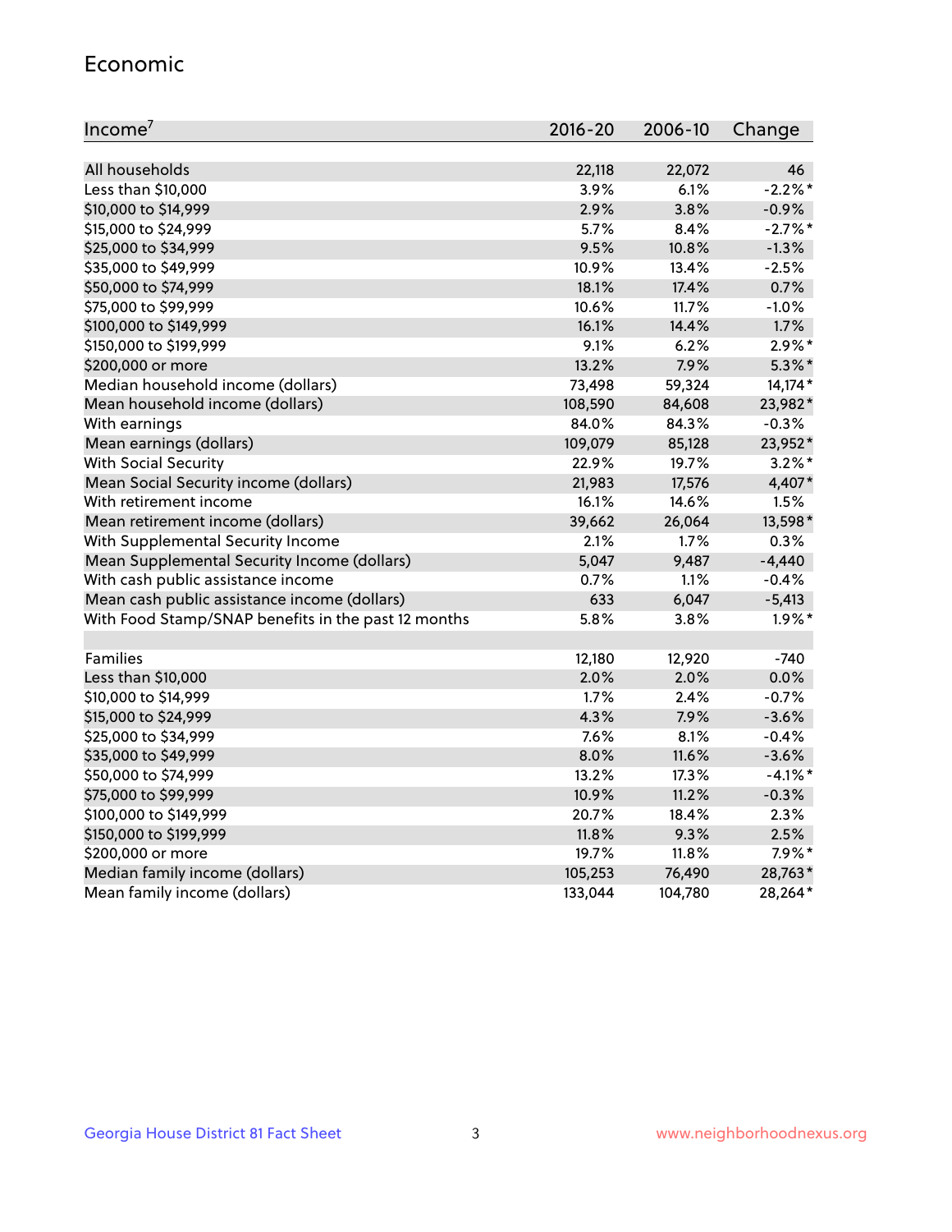## Economic

| Income[7] | 2016-20 | 2006-10 | Change |
|---|---|---|---|
| All households | 22,118 | 22,072 | 46 |
| Less than $10,000 | 3.9% | 6.1% | -2.2%* |
| $10,000 to $14,999 | 2.9% | 3.8% | -0.9% |
| $15,000 to $24,999 | 5.7% | 8.4% | -2.7%* |
| $25,000 to $34,999 | 9.5% | 10.8% | -1.3% |
| $35,000 to $49,999 | 10.9% | 13.4% | -2.5% |
| $50,000 to $74,999 | 18.1% | 17.4% | 0.7% |
| $75,000 to $99,999 | 10.6% | 11.7% | -1.0% |
| $100,000 to $149,999 | 16.1% | 14.4% | 1.7% |
| $150,000 to $199,999 | 9.1% | 6.2% | 2.9%* |
| $200,000 or more | 13.2% | 7.9% | 5.3%* |
| Median household income (dollars) | 73,498 | 59,324 | 14,174* |
| Mean household income (dollars) | 108,590 | 84,608 | 23,982* |
| With earnings | 84.0% | 84.3% | -0.3% |
| Mean earnings (dollars) | 109,079 | 85,128 | 23,952* |
| With Social Security | 22.9% | 19.7% | 3.2%* |
| Mean Social Security income (dollars) | 21,983 | 17,576 | 4,407* |
| With retirement income | 16.1% | 14.6% | 1.5% |
| Mean retirement income (dollars) | 39,662 | 26,064 | 13,598* |
| With Supplemental Security Income | 2.1% | 1.7% | 0.3% |
| Mean Supplemental Security Income (dollars) | 5,047 | 9,487 | -4,440 |
| With cash public assistance income | 0.7% | 1.1% | -0.4% |
| Mean cash public assistance income (dollars) | 633 | 6,047 | -5,413 |
| With Food Stamp/SNAP benefits in the past 12 months | 5.8% | 3.8% | 1.9%* |
| | | | |
| Families | 12,180 | 12,920 | -740 |
| Less than $10,000 | 2.0% | 2.0% | 0.0% |
| $10,000 to $14,999 | 1.7% | 2.4% | -0.7% |
| $15,000 to $24,999 | 4.3% | 7.9% | -3.6% |
| $25,000 to $34,999 | 7.6% | 8.1% | -0.4% |
| $35,000 to $49,999 | 8.0% | 11.6% | -3.6% |
| $50,000 to $74,999 | 13.2% | 17.3% | -4.1%* |
| $75,000 to $99,999 | 10.9% | 11.2% | -0.3% |
| $100,000 to $149,999 | 20.7% | 18.4% | 2.3% |
| $150,000 to $199,999 | 11.8% | 9.3% | 2.5% |
| $200,000 or more | 19.7% | 11.8% | 7.9%* |
| Median family income (dollars) | 105,253 | 76,490 | 28,763* |
| Mean family income (dollars) | 133,044 | 104,780 | 28,264* |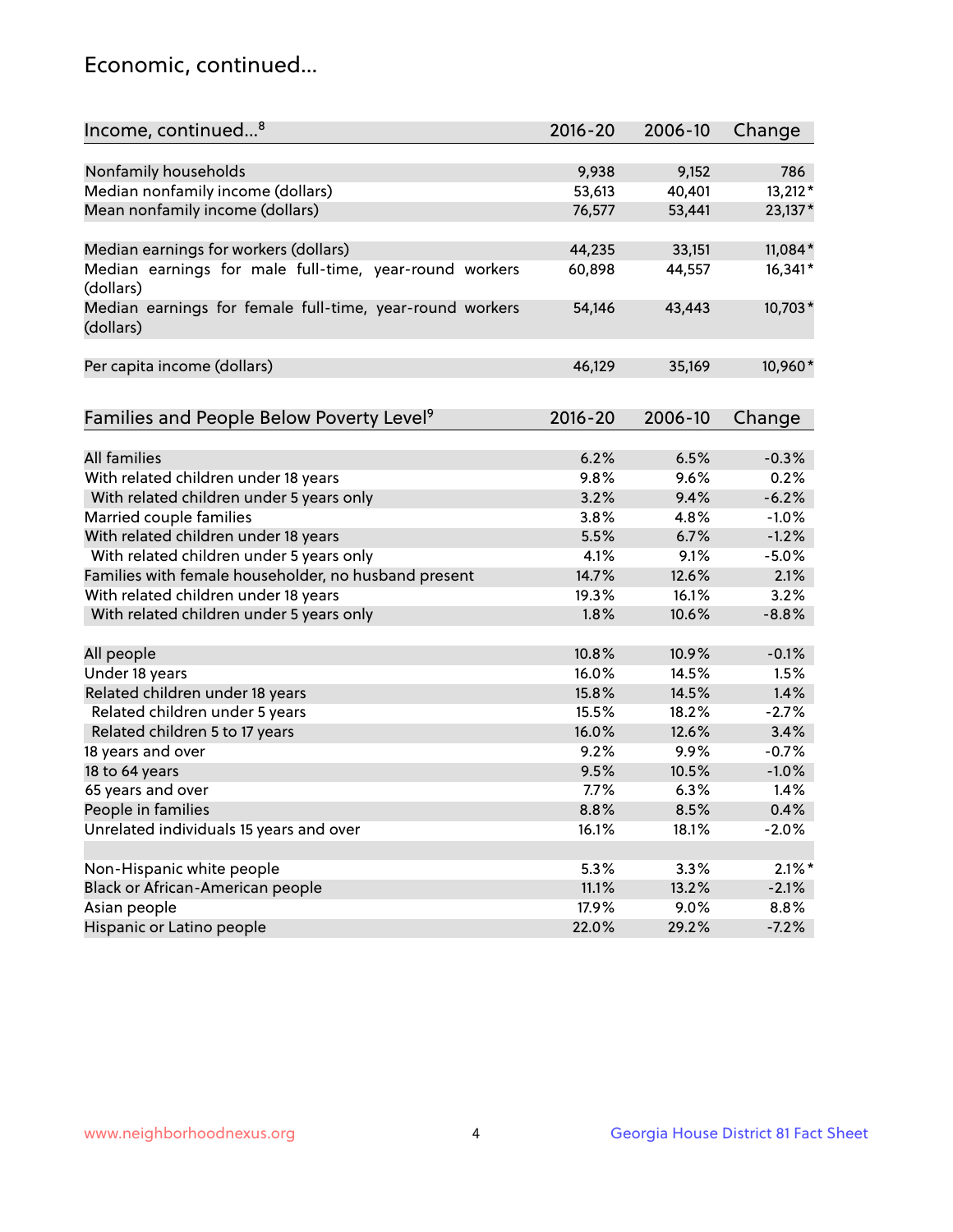# Economic, continued...

| Income, continued...[8] | 2016-20 | 2006-10 | Change |
|---|---|---|---|
| Nonfamily households | 9,938 | 9,152 | 786 |
| Median nonfamily income (dollars) | 53,613 | 40,401 | 13,212* |
| Mean nonfamily income (dollars) | 76,577 | 53,441 | 23,137* |
| Median earnings for workers (dollars) | 44,235 | 33,151 | 11,084* |
| Median earnings for male full-time, year-round workers (dollars) | 60,898 | 44,557 | 16,341* |
| Median earnings for female full-time, year-round workers (dollars) | 54,146 | 43,443 | 10,703* |
| Per capita income (dollars) | 46,129 | 35,169 | 10,960* |

| Families and People Below Poverty Level[9] | 2016-20 | 2006-10 | Change |
|---|---|---|---|
| All families | 6.2% | 6.5% | -0.3% |
| With related children under 18 years | 9.8% | 9.6% | 0.2% |
| With related children under 5 years only | 3.2% | 9.4% | -6.2% |
| Married couple families | 3.8% | 4.8% | -1.0% |
| With related children under 18 years | 5.5% | 6.7% | -1.2% |
| With related children under 5 years only | 4.1% | 9.1% | -5.0% |
| Families with female householder, no husband present | 14.7% | 12.6% | 2.1% |
| With related children under 18 years | 19.3% | 16.1% | 3.2% |
| With related children under 5 years only | 1.8% | 10.6% | -8.8% |
| All people | 10.8% | 10.9% | -0.1% |
| Under 18 years | 16.0% | 14.5% | 1.5% |
| Related children under 18 years | 15.8% | 14.5% | 1.4% |
| Related children under 5 years | 15.5% | 18.2% | -2.7% |
| Related children 5 to 17 years | 16.0% | 12.6% | 3.4% |
| 18 years and over | 9.2% | 9.9% | -0.7% |
| 18 to 64 years | 9.5% | 10.5% | -1.0% |
| 65 years and over | 7.7% | 6.3% | 1.4% |
| People in families | 8.8% | 8.5% | 0.4% |
| Unrelated individuals 15 years and over | 16.1% | 18.1% | -2.0% |
| Non-Hispanic white people | 5.3% | 3.3% | 2.1%* |
| Black or African-American people | 11.1% | 13.2% | -2.1% |
| Asian people | 17.9% | 9.0% | 8.8% |
| Hispanic or Latino people | 22.0% | 29.2% | -7.2% |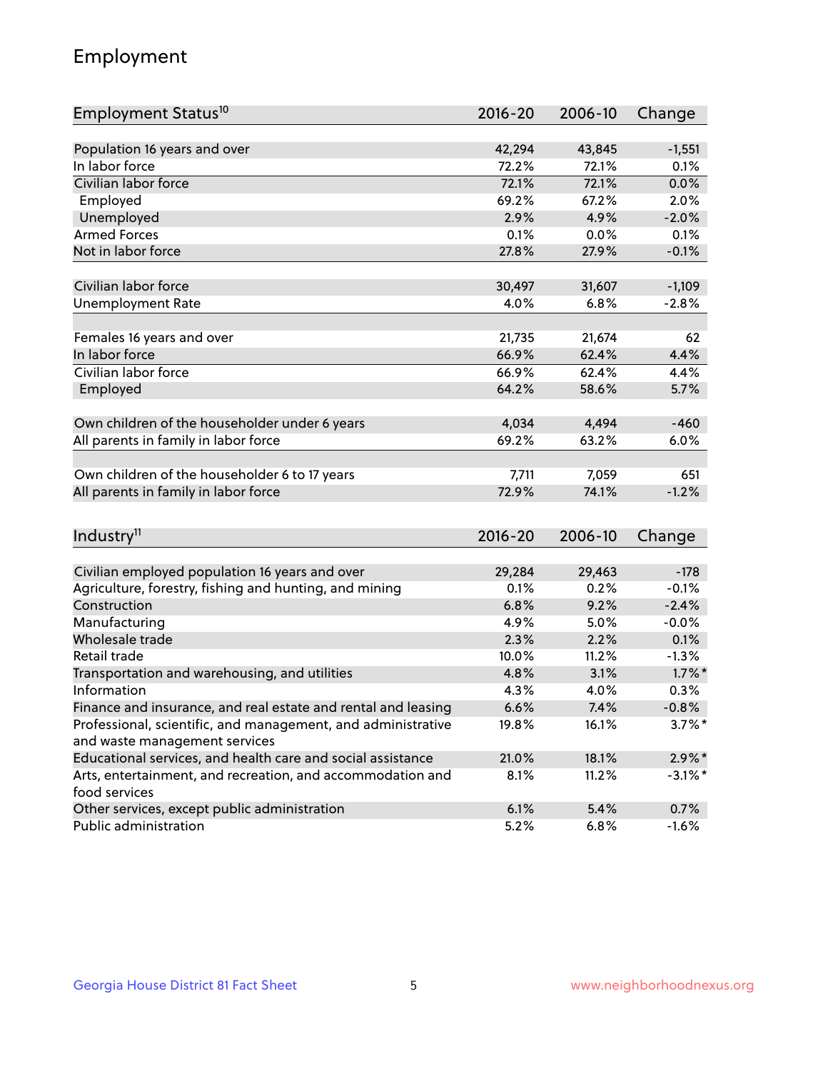## Employment

| Employment Status[10] | 2016-20 | 2006-10 | Change |
|---|---|---|---|
| Population 16 years and over | 42,294 | 43,845 | -1,551 |
| In labor force | 72.2% | 72.1% | 0.1% |
| Civilian labor force | 72.1% | 72.1% | 0.0% |
| Employed | 69.2% | 67.2% | 2.0% |
| Unemployed | 2.9% | 4.9% | -2.0% |
| Armed Forces | 0.1% | 0.0% | 0.1% |
| Not in labor force | 27.8% | 27.9% | -0.1% |
| | | | |
| Civilian labor force | 30,497 | 31,607 | -1,109 |
| Unemployment Rate | 4.0% | 6.8% | -2.8% |
| | | | |
| Females 16 years and over | 21,735 | 21,674 | 62 |
| In labor force | 66.9% | 62.4% | 4.4% |
| Civilian labor force | 66.9% | 62.4% | 4.4% |
| Employed | 64.2% | 58.6% | 5.7% |
| | | | |
| Own children of the householder under 6 years | 4,034 | 4,494 | -460 |
| All parents in family in labor force | 69.2% | 63.2% | 6.0% |
| | | | |
| Own children of the householder 6 to 17 years | 7,711 | 7,059 | 651 |
| All parents in family in labor force | 72.9% | 74.1% | -1.2% |

| Industry[11] | 2016-20 | 2006-10 | Change |
|---|---|---|---|
| Civilian employed population 16 years and over | 29,284 | 29,463 | -178 |
| Agriculture, forestry, fishing and hunting, and mining | 0.1% | 0.2% | -0.1% |
| Construction | 6.8% | 9.2% | -2.4% |
| Manufacturing | 4.9% | 5.0% | -0.0% |
| Wholesale trade | 2.3% | 2.2% | 0.1% |
| Retail trade | 10.0% | 11.2% | -1.3% |
| Transportation and warehousing, and utilities | 4.8% | 3.1% | 1.7%* |
| Information | 4.3% | 4.0% | 0.3% |
| Finance and insurance, and real estate and rental and leasing | 6.6% | 7.4% | -0.8% |
| Professional, scientific, and management, and administrative and waste management services | 19.8% | 16.1% | 3.7%* |
| Educational services, and health care and social assistance | 21.0% | 18.1% | 2.9%* |
| Arts, entertainment, and recreation, and accommodation and food services | 8.1% | 11.2% | -3.1%* |
| Other services, except public administration | 6.1% | 5.4% | 0.7% |
| Public administration | 5.2% | 6.8% | -1.6% |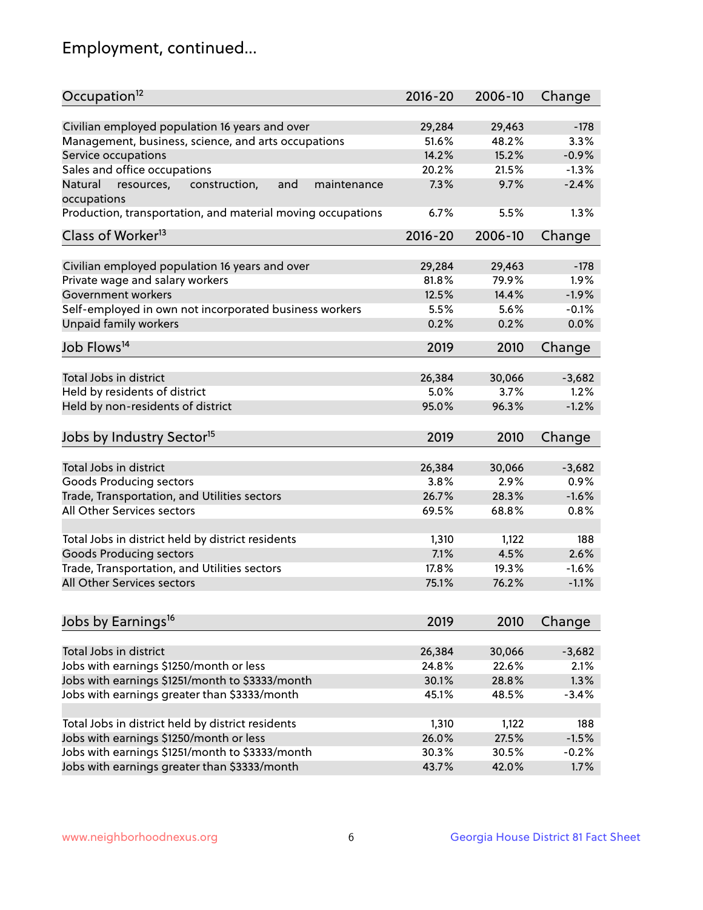## Employment, continued...

| Occupation[12] | 2016-20 | 2006-10 | Change |
|---|---|---|---|
| Civilian employed population 16 years and over | 29,284 | 29,463 | -178 |
| Management, business, science, and arts occupations | 51.6% | 48.2% | 3.3% |
| Service occupations | 14.2% | 15.2% | -0.9% |
| Sales and office occupations | 20.2% | 21.5% | -1.3% |
| Natural resources, construction, and maintenance occupations | 7.3% | 9.7% | -2.4% |
| Production, transportation, and material moving occupations | 6.7% | 5.5% | 1.3% |

| Class of Worker[13] | 2016-20 | 2006-10 | Change |
|---|---|---|---|
| Civilian employed population 16 years and over | 29,284 | 29,463 | -178 |
| Private wage and salary workers | 81.8% | 79.9% | 1.9% |
| Government workers | 12.5% | 14.4% | -1.9% |
| Self-employed in own not incorporated business workers | 5.5% | 5.6% | -0.1% |
| Unpaid family workers | 0.2% | 0.2% | 0.0% |

| Job Flows[14] | 2019 | 2010 | Change |
|---|---|---|---|
| Total Jobs in district | 26,384 | 30,066 | -3,682 |
| Held by residents of district | 5.0% | 3.7% | 1.2% |
| Held by non-residents of district | 95.0% | 96.3% | -1.2% |

| Jobs by Industry Sector[15] | 2019 | 2010 | Change |
|---|---|---|---|
| Total Jobs in district | 26,384 | 30,066 | -3,682 |
| Goods Producing sectors | 3.8% | 2.9% | 0.9% |
| Trade, Transportation, and Utilities sectors | 26.7% | 28.3% | -1.6% |
| All Other Services sectors | 69.5% | 68.8% | 0.8% |
| | | | |
| Total Jobs in district held by district residents | 1,310 | 1,122 | 188 |
| Goods Producing sectors | 7.1% | 4.5% | 2.6% |
| Trade, Transportation, and Utilities sectors | 17.8% | 19.3% | -1.6% |
| All Other Services sectors | 75.1% | 76.2% | -1.1% |

| Jobs by Earnings[16] | 2019 | 2010 | Change |
|---|---|---|---|
| Total Jobs in district | 26,384 | 30,066 | -3,682 |
| Jobs with earnings $1250/month or less | 24.8% | 22.6% | 2.1% |
| Jobs with earnings $1251/month to $3333/month | 30.1% | 28.8% | 1.3% |
| Jobs with earnings greater than $3333/month | 45.1% | 48.5% | -3.4% |
| | | | |
| Total Jobs in district held by district residents | 1,310 | 1,122 | 188 |
| Jobs with earnings $1250/month or less | 26.0% | 27.5% | -1.5% |
| Jobs with earnings $1251/month to $3333/month | 30.3% | 30.5% | -0.2% |
| Jobs with earnings greater than $3333/month | 43.7% | 42.0% | 1.7% |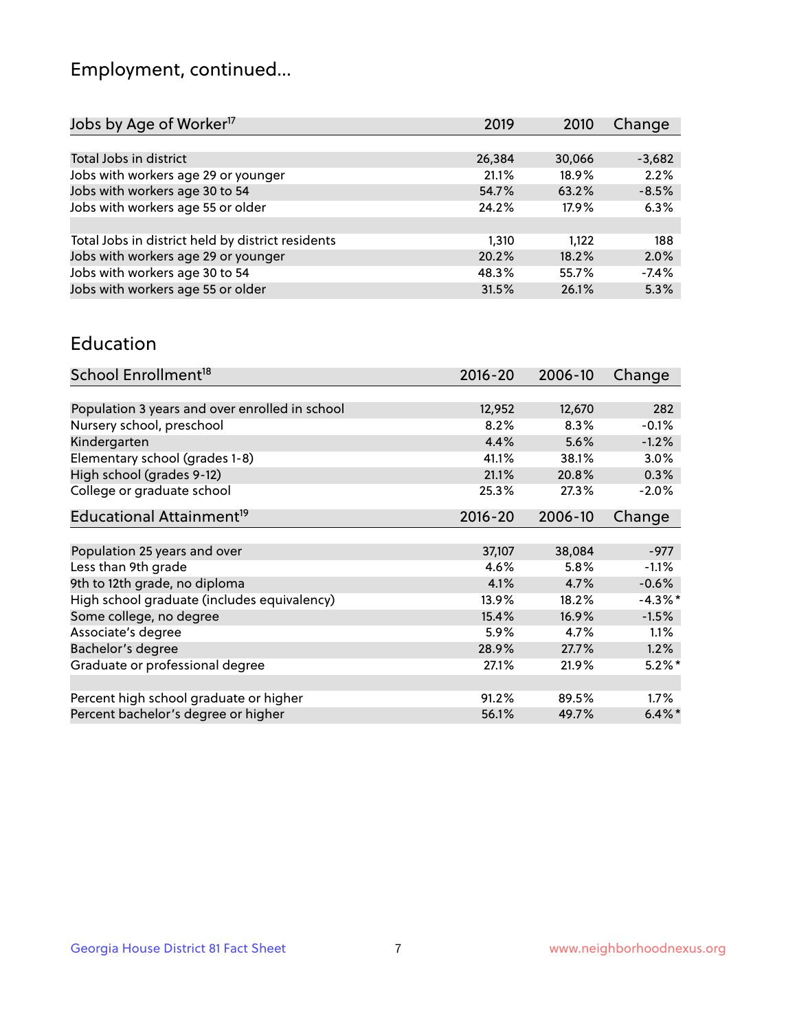## Employment, continued...

| Jobs by Age of Worker[17] | 2019 | 2010 | Change |
|---|---|---|---|
| Total Jobs in district | 26,384 | 30,066 | -3,682 |
| Jobs with workers age 29 or younger | 21.1% | 18.9% | 2.2% |
| Jobs with workers age 30 to 54 | 54.7% | 63.2% | -8.5% |
| Jobs with workers age 55 or older | 24.2% | 17.9% | 6.3% |
| | | | |
| Total Jobs in district held by district residents | 1,310 | 1,122 | 188 |
| Jobs with workers age 29 or younger | 20.2% | 18.2% | 2.0% |
| Jobs with workers age 30 to 54 | 48.3% | 55.7% | -7.4% |
| Jobs with workers age 55 or older | 31.5% | 26.1% | 5.3% |

## Education

| School Enrollment[18] | 2016-20 | 2006-10 | Change |
|---|---|---|---|
| Population 3 years and over enrolled in school | 12,952 | 12,670 | 282 |
| Nursery school, preschool | 8.2% | 8.3% | -0.1% |
| Kindergarten | 4.4% | 5.6% | -1.2% |
| Elementary school (grades 1-8) | 41.1% | 38.1% | 3.0% |
| High school (grades 9-12) | 21.1% | 20.8% | 0.3% |
| College or graduate school | 25.3% | 27.3% | -2.0% |

| Educational Attainment[19] | 2016-20 | 2006-10 | Change |
|---|---|---|---|
| Population 25 years and over | 37,107 | 38,084 | -977 |
| Less than 9th grade | 4.6% | 5.8% | -1.1% |
| 9th to 12th grade, no diploma | 4.1% | 4.7% | -0.6% |
| High school graduate (includes equivalency) | 13.9% | 18.2% | -4.3%* |
| Some college, no degree | 15.4% | 16.9% | -1.5% |
| Associate's degree | 5.9% | 4.7% | 1.1% |
| Bachelor's degree | 28.9% | 27.7% | 1.2% |
| Graduate or professional degree | 27.1% | 21.9% | 5.2%* |
| | | | |
| Percent high school graduate or higher | 91.2% | 89.5% | 1.7% |
| Percent bachelor's degree or higher | 56.1% | 49.7% | 6.4%* |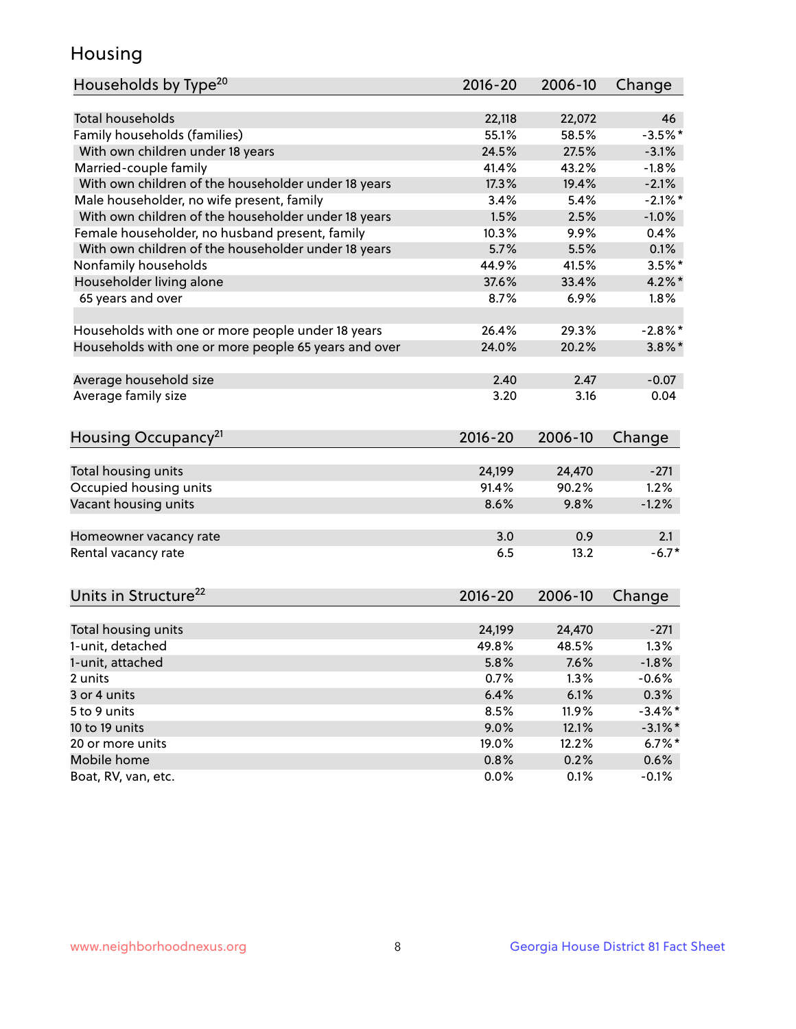# Housing

| Households by Type[20] | 2016-20 | 2006-10 | Change |
|---|---|---|---|
| Total households | 22,118 | 22,072 | 46 |
| Family households (families) | 55.1% | 58.5% | -3.5%* |
| With own children under 18 years | 24.5% | 27.5% | -3.1% |
| Married-couple family | 41.4% | 43.2% | -1.8% |
| With own children of the householder under 18 years | 17.3% | 19.4% | -2.1% |
| Male householder, no wife present, family | 3.4% | 5.4% | -2.1%* |
| With own children of the householder under 18 years | 1.5% | 2.5% | -1.0% |
| Female householder, no husband present, family | 10.3% | 9.9% | 0.4% |
| With own children of the householder under 18 years | 5.7% | 5.5% | 0.1% |
| Nonfamily households | 44.9% | 41.5% | 3.5%* |
| Householder living alone | 37.6% | 33.4% | 4.2%* |
| 65 years and over | 8.7% | 6.9% | 1.8% |
| Households with one or more people under 18 years | 26.4% | 29.3% | -2.8%* |
| Households with one or more people 65 years and over | 24.0% | 20.2% | 3.8%* |
| Average household size | 2.40 | 2.47 | -0.07 |
| Average family size | 3.20 | 3.16 | 0.04 |

| Housing Occupancy[21] | 2016-20 | 2006-10 | Change |
|---|---|---|---|
| Total housing units | 24,199 | 24,470 | -271 |
| Occupied housing units | 91.4% | 90.2% | 1.2% |
| Vacant housing units | 8.6% | 9.8% | -1.2% |
| Homeowner vacancy rate | 3.0 | 0.9 | 2.1 |
| Rental vacancy rate | 6.5 | 13.2 | -6.7* |

| Units in Structure[22] | 2016-20 | 2006-10 | Change |
|---|---|---|---|
| Total housing units | 24,199 | 24,470 | -271 |
| 1-unit, detached | 49.8% | 48.5% | 1.3% |
| 1-unit, attached | 5.8% | 7.6% | -1.8% |
| 2 units | 0.7% | 1.3% | -0.6% |
| 3 or 4 units | 6.4% | 6.1% | 0.3% |
| 5 to 9 units | 8.5% | 11.9% | -3.4%* |
| 10 to 19 units | 9.0% | 12.1% | -3.1%* |
| 20 or more units | 19.0% | 12.2% | 6.7%* |
| Mobile home | 0.8% | 0.2% | 0.6% |
| Boat, RV, van, etc. | 0.0% | 0.1% | -0.1% |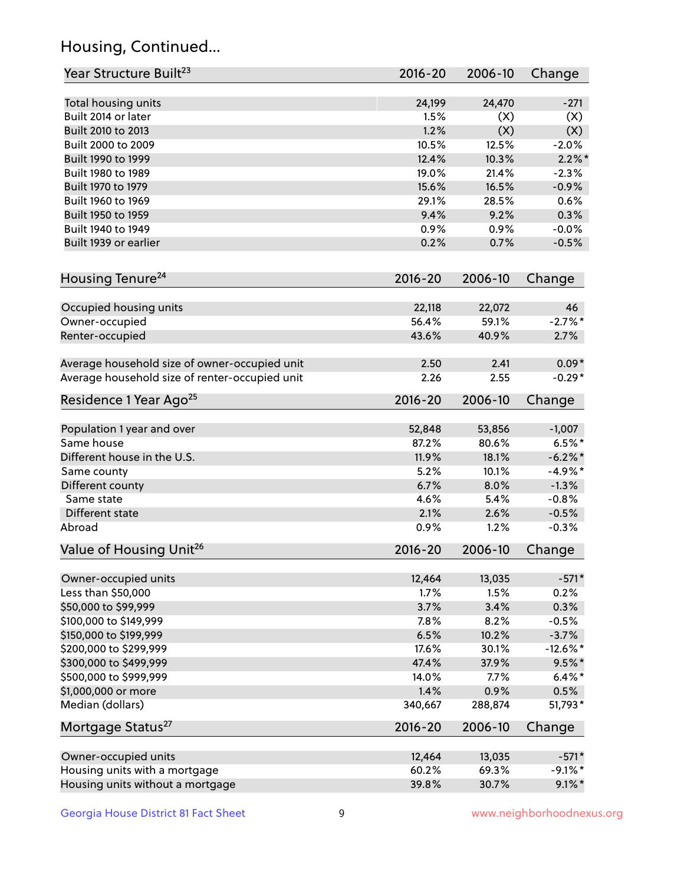# Housing, Continued...

| Year Structure Built[23] | 2016-20 | 2006-10 | Change |
|---|---|---|---|
| Total housing units | 24,199 | 24,470 | -271 |
| Built 2014 or later | 1.5% | (X) | (X) |
| Built 2010 to 2013 | 1.2% | (X) | (X) |
| Built 2000 to 2009 | 10.5% | 12.5% | -2.0% |
| Built 1990 to 1999 | 12.4% | 10.3% | 2.2%* |
| Built 1980 to 1989 | 19.0% | 21.4% | -2.3% |
| Built 1970 to 1979 | 15.6% | 16.5% | -0.9% |
| Built 1960 to 1969 | 29.1% | 28.5% | 0.6% |
| Built 1950 to 1959 | 9.4% | 9.2% | 0.3% |
| Built 1940 to 1949 | 0.9% | 0.9% | -0.0% |
| Built 1939 or earlier | 0.2% | 0.7% | -0.5% |

| Housing Tenure[24] | 2016-20 | 2006-10 | Change |
|---|---|---|---|
| Occupied housing units | 22,118 | 22,072 | 46 |
| Owner-occupied | 56.4% | 59.1% | -2.7%* |
| Renter-occupied | 43.6% | 40.9% | 2.7% |
| Average household size of owner-occupied unit | 2.50 | 2.41 | 0.09* |
| Average household size of renter-occupied unit | 2.26 | 2.55 | -0.29* |

| Residence 1 Year Ago[25] | 2016-20 | 2006-10 | Change |
|---|---|---|---|
| Population 1 year and over | 52,848 | 53,856 | -1,007 |
| Same house | 87.2% | 80.6% | 6.5%* |
| Different house in the U.S. | 11.9% | 18.1% | -6.2%* |
| Same county | 5.2% | 10.1% | -4.9%* |
| Different county | 6.7% | 8.0% | -1.3% |
| Same state | 4.6% | 5.4% | -0.8% |
| Different state | 2.1% | 2.6% | -0.5% |
| Abroad | 0.9% | 1.2% | -0.3% |

| Value of Housing Unit[26] | 2016-20 | 2006-10 | Change |
|---|---|---|---|
| Owner-occupied units | 12,464 | 13,035 | -571* |
| Less than $50,000 | 1.7% | 1.5% | 0.2% |
| $50,000 to $99,999 | 3.7% | 3.4% | 0.3% |
| $100,000 to $149,999 | 7.8% | 8.2% | -0.5% |
| $150,000 to $199,999 | 6.5% | 10.2% | -3.7% |
| $200,000 to $299,999 | 17.6% | 30.1% | -12.6%* |
| $300,000 to $499,999 | 47.4% | 37.9% | 9.5%* |
| $500,000 to $999,999 | 14.0% | 7.7% | 6.4%* |
| $1,000,000 or more | 1.4% | 0.9% | 0.5% |
| Median (dollars) | 340,667 | 288,874 | 51,793* |

| Mortgage Status[27] | 2016-20 | 2006-10 | Change |
|---|---|---|---|
| Owner-occupied units | 12,464 | 13,035 | -571* |
| Housing units with a mortgage | 60.2% | 69.3% | -9.1%* |
| Housing units without a mortgage | 39.8% | 30.7% | 9.1%* |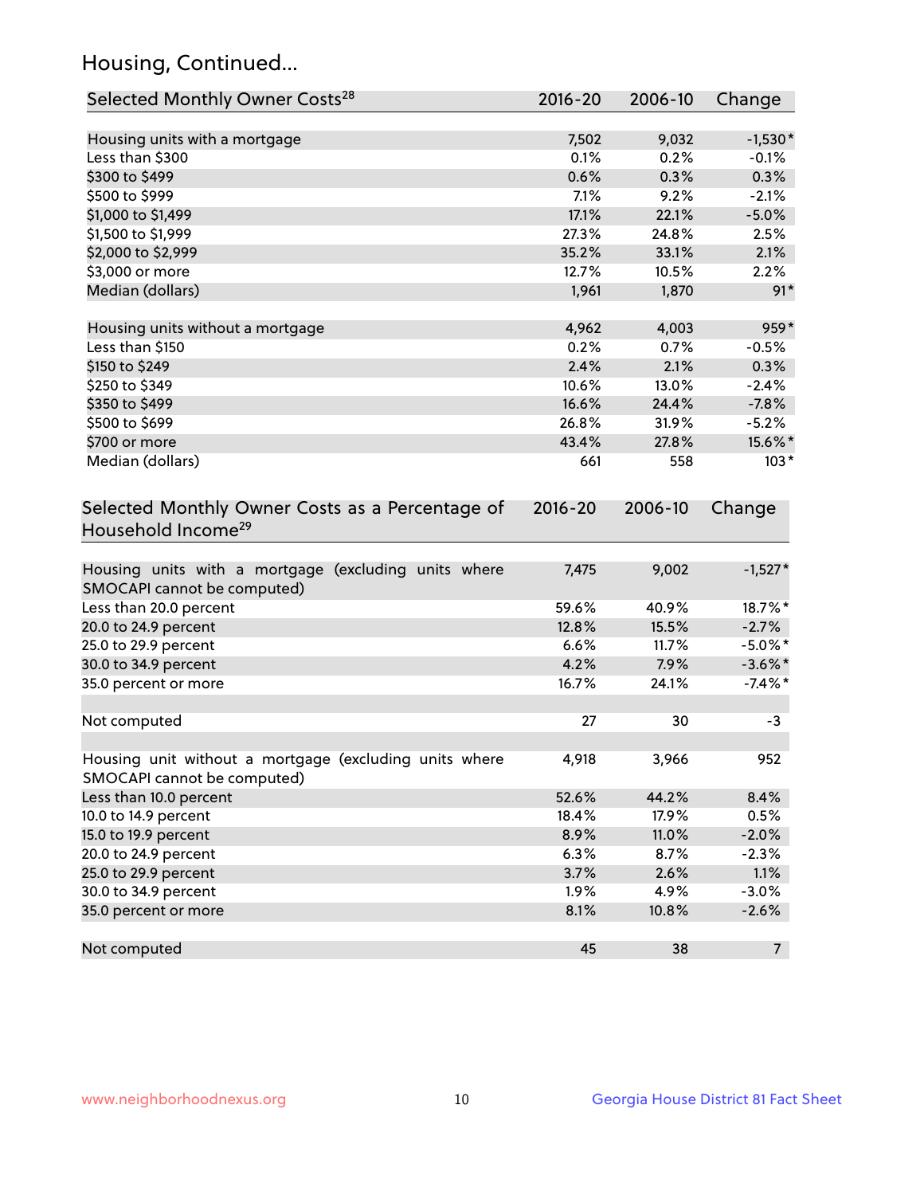## Housing, Continued...

| Selected Monthly Owner Costs[28] | 2016-20 | 2006-10 | Change |
|---|---|---|---|
| Housing units with a mortgage | 7,502 | 9,032 | -1,530* |
| Less than $300 | 0.1% | 0.2% | -0.1% |
| $300 to $499 | 0.6% | 0.3% | 0.3% |
| $500 to $999 | 7.1% | 9.2% | -2.1% |
| $1,000 to $1,499 | 17.1% | 22.1% | -5.0% |
| $1,500 to $1,999 | 27.3% | 24.8% | 2.5% |
| $2,000 to $2,999 | 35.2% | 33.1% | 2.1% |
| $3,000 or more | 12.7% | 10.5% | 2.2% |
| Median (dollars) | 1,961 | 1,870 | 91* |
| Housing units without a mortgage | 4,962 | 4,003 | 959* |
| Less than $150 | 0.2% | 0.7% | -0.5% |
| $150 to $249 | 2.4% | 2.1% | 0.3% |
| $250 to $349 | 10.6% | 13.0% | -2.4% |
| $350 to $499 | 16.6% | 24.4% | -7.8% |
| $500 to $699 | 26.8% | 31.9% | -5.2% |
| $700 or more | 43.4% | 27.8% | 15.6%* |
| Median (dollars) | 661 | 558 | 103* |

| Selected Monthly Owner Costs as a Percentage of Household Income[29] | 2016-20 | 2006-10 | Change |
|---|---|---|---|
| Housing units with a mortgage (excluding units where SMOCAPI cannot be computed) | 7,475 | 9,002 | -1,527* |
| Less than 20.0 percent | 59.6% | 40.9% | 18.7%* |
| 20.0 to 24.9 percent | 12.8% | 15.5% | -2.7% |
| 25.0 to 29.9 percent | 6.6% | 11.7% | -5.0%* |
| 30.0 to 34.9 percent | 4.2% | 7.9% | -3.6%* |
| 35.0 percent or more | 16.7% | 24.1% | -7.4%* |
| Not computed | 27 | 30 | -3 |
| Housing unit without a mortgage (excluding units where SMOCAPI cannot be computed) | 4,918 | 3,966 | 952 |
| Less than 10.0 percent | 52.6% | 44.2% | 8.4% |
| 10.0 to 14.9 percent | 18.4% | 17.9% | 0.5% |
| 15.0 to 19.9 percent | 8.9% | 11.0% | -2.0% |
| 20.0 to 24.9 percent | 6.3% | 8.7% | -2.3% |
| 25.0 to 29.9 percent | 3.7% | 2.6% | 1.1% |
| 30.0 to 34.9 percent | 1.9% | 4.9% | -3.0% |
| 35.0 percent or more | 8.1% | 10.8% | -2.6% |
| Not computed | 45 | 38 | 7 |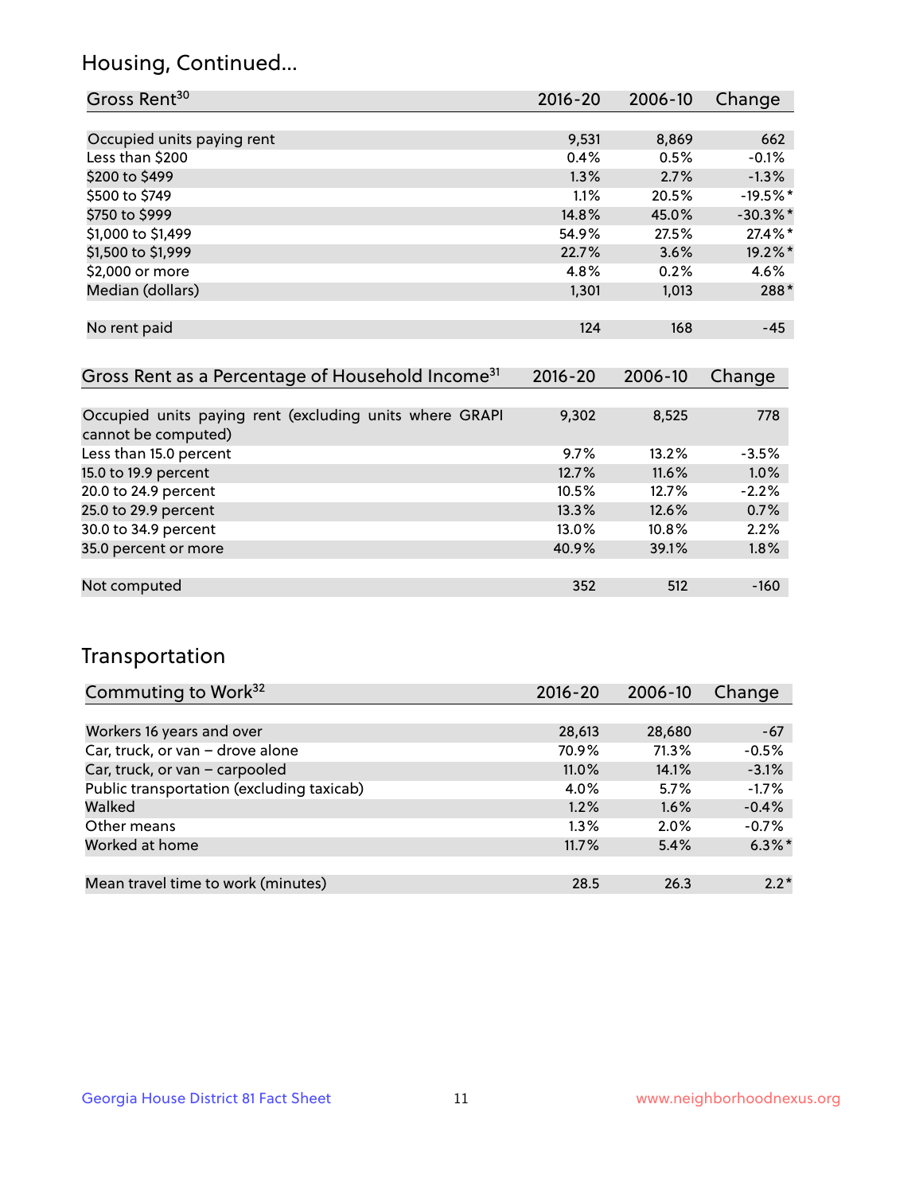## Housing, Continued...

| Gross Rent[30] | 2016-20 | 2006-10 | Change |
|---|---|---|---|
| Occupied units paying rent | 9,531 | 8,869 | 662 |
| Less than $200 | 0.4% | 0.5% | -0.1% |
| $200 to $499 | 1.3% | 2.7% | -1.3% |
| $500 to $749 | 1.1% | 20.5% | -19.5%* |
| $750 to $999 | 14.8% | 45.0% | -30.3%* |
| $1,000 to $1,499 | 54.9% | 27.5% | 27.4%* |
| $1,500 to $1,999 | 22.7% | 3.6% | 19.2%* |
| $2,000 or more | 4.8% | 0.2% | 4.6% |
| Median (dollars) | 1,301 | 1,013 | 288* |
| No rent paid | 124 | 168 | -45 |

| Gross Rent as a Percentage of Household Income[31] | 2016-20 | 2006-10 | Change |
|---|---|---|---|
| Occupied units paying rent (excluding units where GRAPI cannot be computed) | 9,302 | 8,525 | 778 |
| Less than 15.0 percent | 9.7% | 13.2% | -3.5% |
| 15.0 to 19.9 percent | 12.7% | 11.6% | 1.0% |
| 20.0 to 24.9 percent | 10.5% | 12.7% | -2.2% |
| 25.0 to 29.9 percent | 13.3% | 12.6% | 0.7% |
| 30.0 to 34.9 percent | 13.0% | 10.8% | 2.2% |
| 35.0 percent or more | 40.9% | 39.1% | 1.8% |
| Not computed | 352 | 512 | -160 |

## Transportation

| Commuting to Work[32] | 2016-20 | 2006-10 | Change |
|---|---|---|---|
| Workers 16 years and over | 28,613 | 28,680 | -67 |
| Car, truck, or van – drove alone | 70.9% | 71.3% | -0.5% |
| Car, truck, or van – carpooled | 11.0% | 14.1% | -3.1% |
| Public transportation (excluding taxicab) | 4.0% | 5.7% | -1.7% |
| Walked | 1.2% | 1.6% | -0.4% |
| Other means | 1.3% | 2.0% | -0.7% |
| Worked at home | 11.7% | 5.4% | 6.3%* |
| Mean travel time to work (minutes) | 28.5 | 26.3 | 2.2* |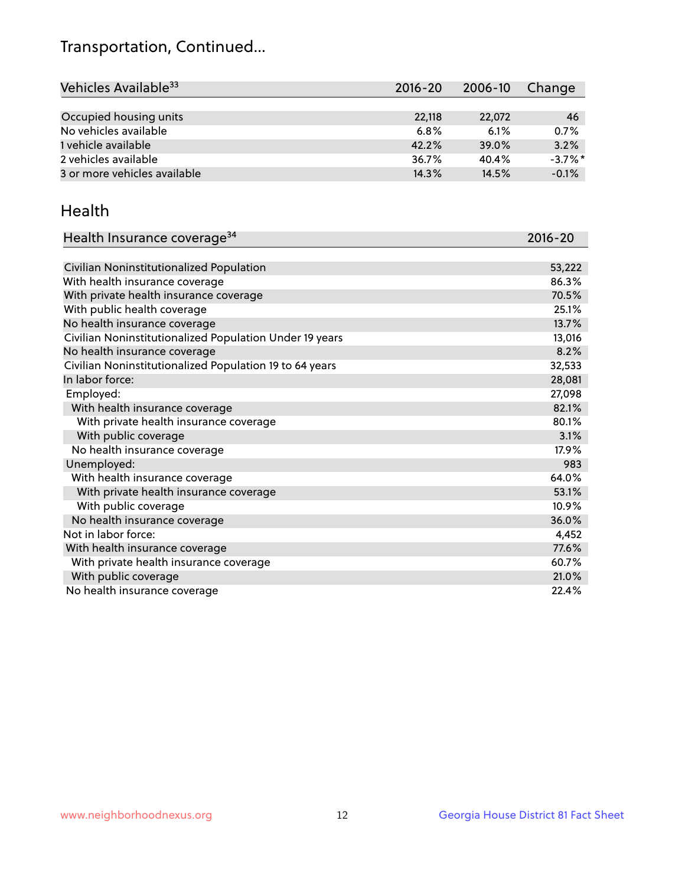# Transportation, Continued...

| Vehicles Available[33] | 2016-20 | 2006-10 | Change |
|---|---|---|---|
| Occupied housing units | 22,118 | 22,072 | 46 |
| No vehicles available | 6.8% | 6.1% | 0.7% |
| 1 vehicle available | 42.2% | 39.0% | 3.2% |
| 2 vehicles available | 36.7% | 40.4% | -3.7%* |
| 3 or more vehicles available | 14.3% | 14.5% | -0.1% |

## Health

| Health Insurance coverage[34] | 2016-20 |
|---|---|
| Civilian Noninstitutionalized Population | 53,222 |
| With health insurance coverage | 86.3% |
| With private health insurance coverage | 70.5% |
| With public health coverage | 25.1% |
| No health insurance coverage | 13.7% |
| Civilian Noninstitutionalized Population Under 19 years | 13,016 |
| No health insurance coverage | 8.2% |
| Civilian Noninstitutionalized Population 19 to 64 years | 32,533 |
| In labor force: | 28,081 |
| Employed: | 27,098 |
| With health insurance coverage | 82.1% |
| With private health insurance coverage | 80.1% |
| With public coverage | 3.1% |
| No health insurance coverage | 17.9% |
| Unemployed: | 983 |
| With health insurance coverage | 64.0% |
| With private health insurance coverage | 53.1% |
| With public coverage | 10.9% |
| No health insurance coverage | 36.0% |
| Not in labor force: | 4,452 |
| With health insurance coverage | 77.6% |
| With private health insurance coverage | 60.7% |
| With public coverage | 21.0% |
| No health insurance coverage | 22.4% |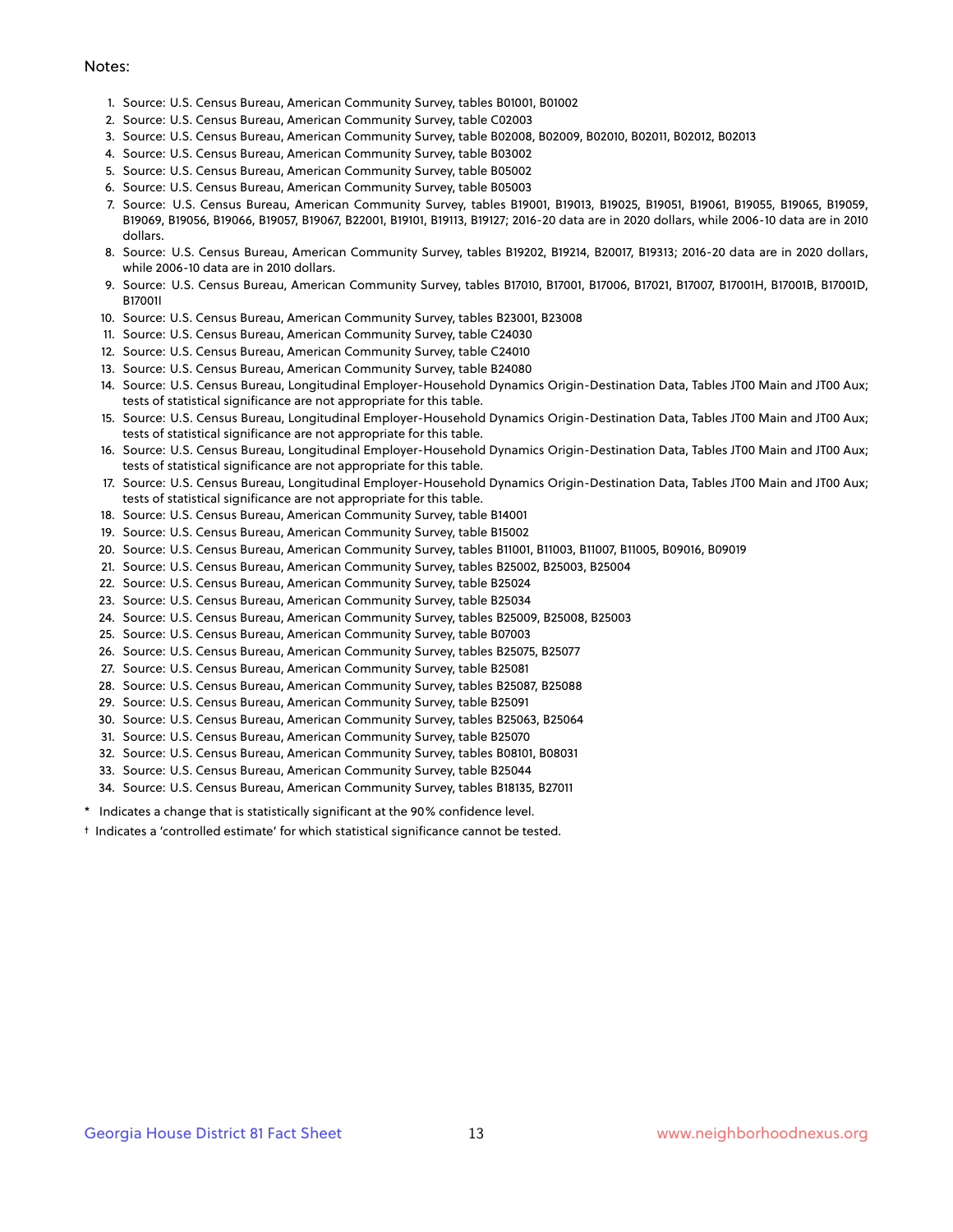Notes:

1. Source: U.S. Census Bureau, American Community Survey, tables B01001, B01002
2. Source: U.S. Census Bureau, American Community Survey, table C02003
3. Source: U.S. Census Bureau, American Community Survey, table B02008, B02009, B02010, B02011, B02012, B02013
4. Source: U.S. Census Bureau, American Community Survey, table B03002
5. Source: U.S. Census Bureau, American Community Survey, table B05002
6. Source: U.S. Census Bureau, American Community Survey, table B05003
7. Source: U.S. Census Bureau, American Community Survey, tables B19001, B19013, B19025, B19051, B19061, B19055, B19065, B19059, B19069, B19056, B19066, B19057, B19067, B22001, B19101, B19113, B19127; 2016-20 data are in 2020 dollars, while 2006-10 data are in 2010 dollars.
8. Source: U.S. Census Bureau, American Community Survey, tables B19202, B19214, B20017, B19313; 2016-20 data are in 2020 dollars, while 2006-10 data are in 2010 dollars.
9. Source: U.S. Census Bureau, American Community Survey, tables B17010, B17001, B17006, B17021, B17007, B17001H, B17001B, B17001D, B17001I
10. Source: U.S. Census Bureau, American Community Survey, tables B23001, B23008
11. Source: U.S. Census Bureau, American Community Survey, table C24030
12. Source: U.S. Census Bureau, American Community Survey, table C24010
13. Source: U.S. Census Bureau, American Community Survey, table B24080
14. Source: U.S. Census Bureau, Longitudinal Employer-Household Dynamics Origin-Destination Data, Tables JT00 Main and JT00 Aux; tests of statistical significance are not appropriate for this table.
15. Source: U.S. Census Bureau, Longitudinal Employer-Household Dynamics Origin-Destination Data, Tables JT00 Main and JT00 Aux; tests of statistical significance are not appropriate for this table.
16. Source: U.S. Census Bureau, Longitudinal Employer-Household Dynamics Origin-Destination Data, Tables JT00 Main and JT00 Aux; tests of statistical significance are not appropriate for this table.
17. Source: U.S. Census Bureau, Longitudinal Employer-Household Dynamics Origin-Destination Data, Tables JT00 Main and JT00 Aux; tests of statistical significance are not appropriate for this table.
18. Source: U.S. Census Bureau, American Community Survey, table B14001
19. Source: U.S. Census Bureau, American Community Survey, table B15002
20. Source: U.S. Census Bureau, American Community Survey, tables B11001, B11003, B11007, B11005, B09016, B09019
21. Source: U.S. Census Bureau, American Community Survey, tables B25002, B25003, B25004
22. Source: U.S. Census Bureau, American Community Survey, table B25024
23. Source: U.S. Census Bureau, American Community Survey, table B25034
24. Source: U.S. Census Bureau, American Community Survey, tables B25009, B25008, B25003
25. Source: U.S. Census Bureau, American Community Survey, table B07003
26. Source: U.S. Census Bureau, American Community Survey, tables B25075, B25077
27. Source: U.S. Census Bureau, American Community Survey, table B25081
28. Source: U.S. Census Bureau, American Community Survey, tables B25087, B25088
29. Source: U.S. Census Bureau, American Community Survey, table B25091
30. Source: U.S. Census Bureau, American Community Survey, tables B25063, B25064
31. Source: U.S. Census Bureau, American Community Survey, table B25070
32. Source: U.S. Census Bureau, American Community Survey, tables B08101, B08031
33. Source: U.S. Census Bureau, American Community Survey, table B25044
34. Source: U.S. Census Bureau, American Community Survey, tables B18135, B27011

\* Indicates a change that is statistically significant at the 90% confidence level.

† Indicates a 'controlled estimate' for which statistical significance cannot be tested.